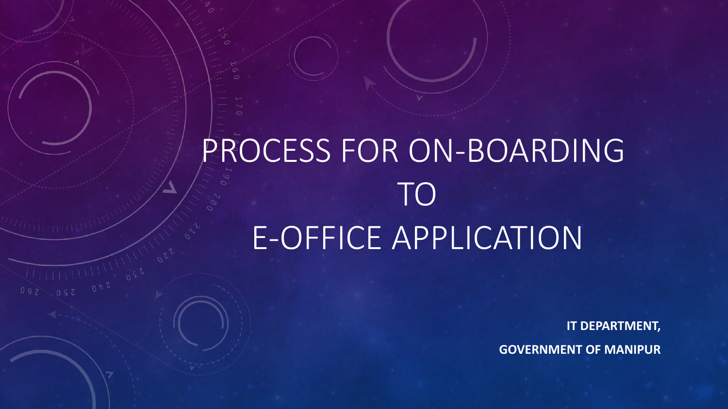# PROCESS FOR ON-BOARDING TO E-OFFICE APPLICATION

**IT DEPARTMENT,**

**GOVERNMENT OF MANIPUR**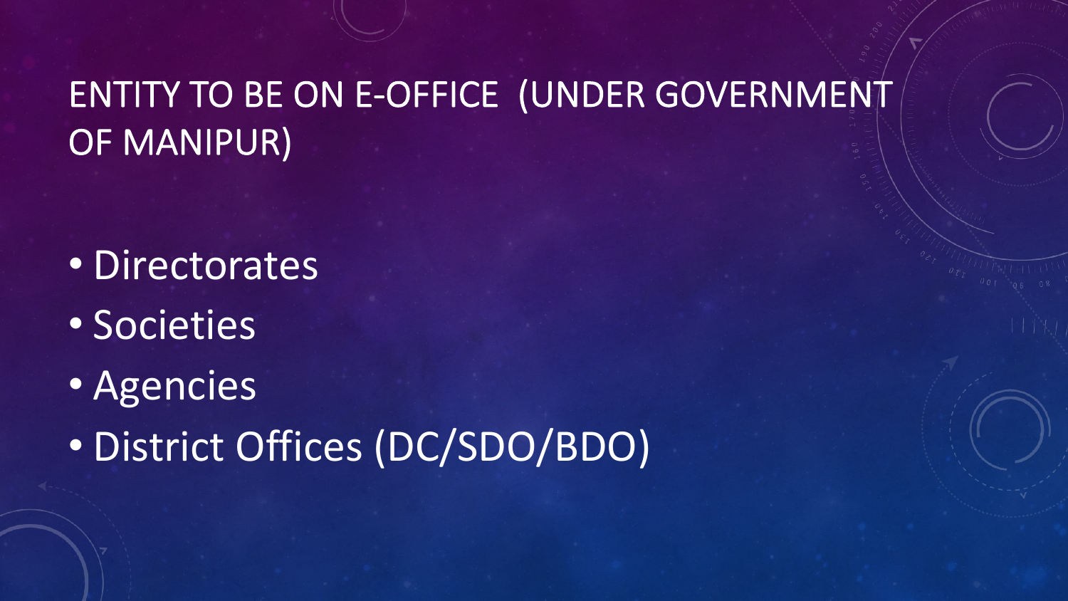# ENTITY TO BE ON E-OFFICE (UNDER GOVERNMENT OF MANIPUR)

- Directorates
- Societies
- Agencies
- District Offices (DC/SDO/BDO)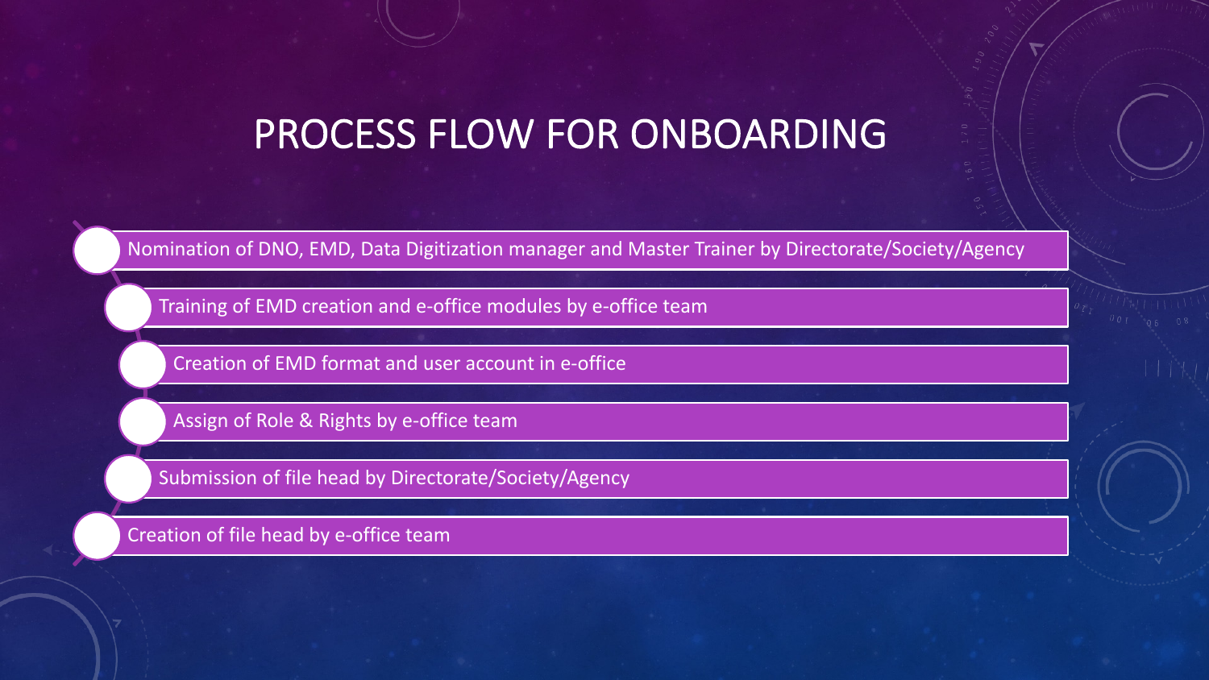# PROCESS FLOW FOR ONBOARDING

- Nomination of DNO, EMD, Data Digitization manager and Master Trainer by Directorate/Society/Agency
- Training of EMD creation and e-office modules by e-office team
- Creation of EMD format and user account in e-office
- Assign of Role & Rights by e-office team
- Submission of file head by Directorate/Society/Agency
- Creation of file head by e-office team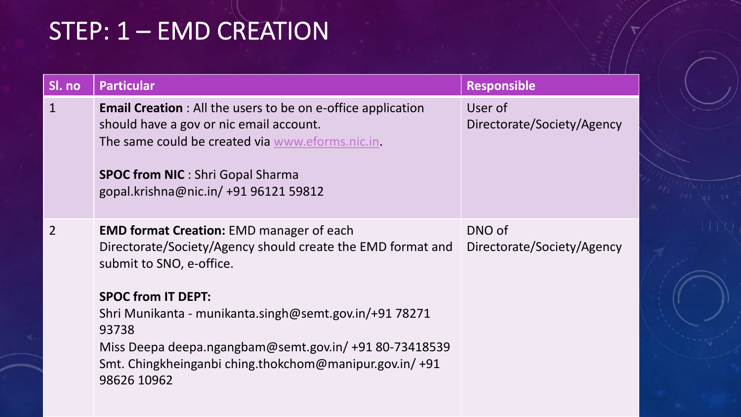# STEP: 1 – EMD CREATION

| Sl. no | Particular | Responsible |
|---|---|---|
| 1 | **Email Creation** : All the users to be on e-office application should have a gov or nic email account.<br>The same could be created via www.eforms.nic.in.<br><br>**SPOC from NIC** : Shri Gopal Sharma<br>gopal.krishna@nic.in/ +91 96121 59812 | User of Directorate/Society/Agency |
| 2 | **EMD format Creation:** EMD manager of each Directorate/Society/Agency should create the EMD format and submit to SNO, e-office.<br><br>**SPOC from IT DEPT:**<br>Shri Munikanta - munikanta.singh@semt.gov.in/+91 78271 93738<br>Miss Deepa deepa.ngangbam@semt.gov.in/ +91 80-73418539<br>Smt. Chingkheinganbi ching.thokchom@manipur.gov.in/ +91 98626 10962 | DNO of Directorate/Society/Agency |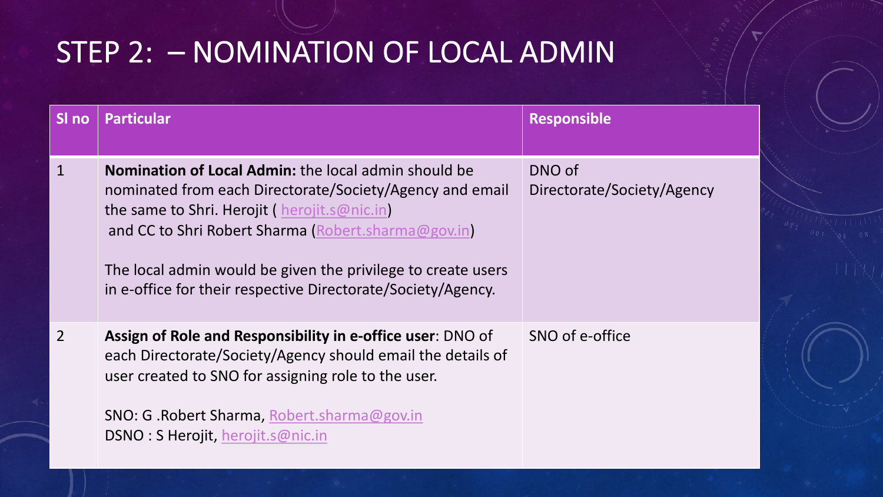# STEP 2: – NOMINATION OF LOCAL ADMIN

| Sl no | Particular | Responsible |
|---|---|---|
| 1 | **Nomination of Local Admin:** the local admin should be nominated from each Directorate/Society/Agency and email the same to Shri. Herojit ( herojit.s@nic.in) and CC to Shri Robert Sharma (Robert.sharma@gov.in)<br><br>The local admin would be given the privilege to create users in e-office for their respective Directorate/Society/Agency. | DNO of Directorate/Society/Agency |
| 2 | **Assign of Role and Responsibility in e-office user**: DNO of each Directorate/Society/Agency should email the details of user created to SNO for assigning role to the user.<br><br>SNO: G .Robert Sharma, Robert.sharma@gov.in<br>DSNO : S Herojit, herojit.s@nic.in | SNO of e-office |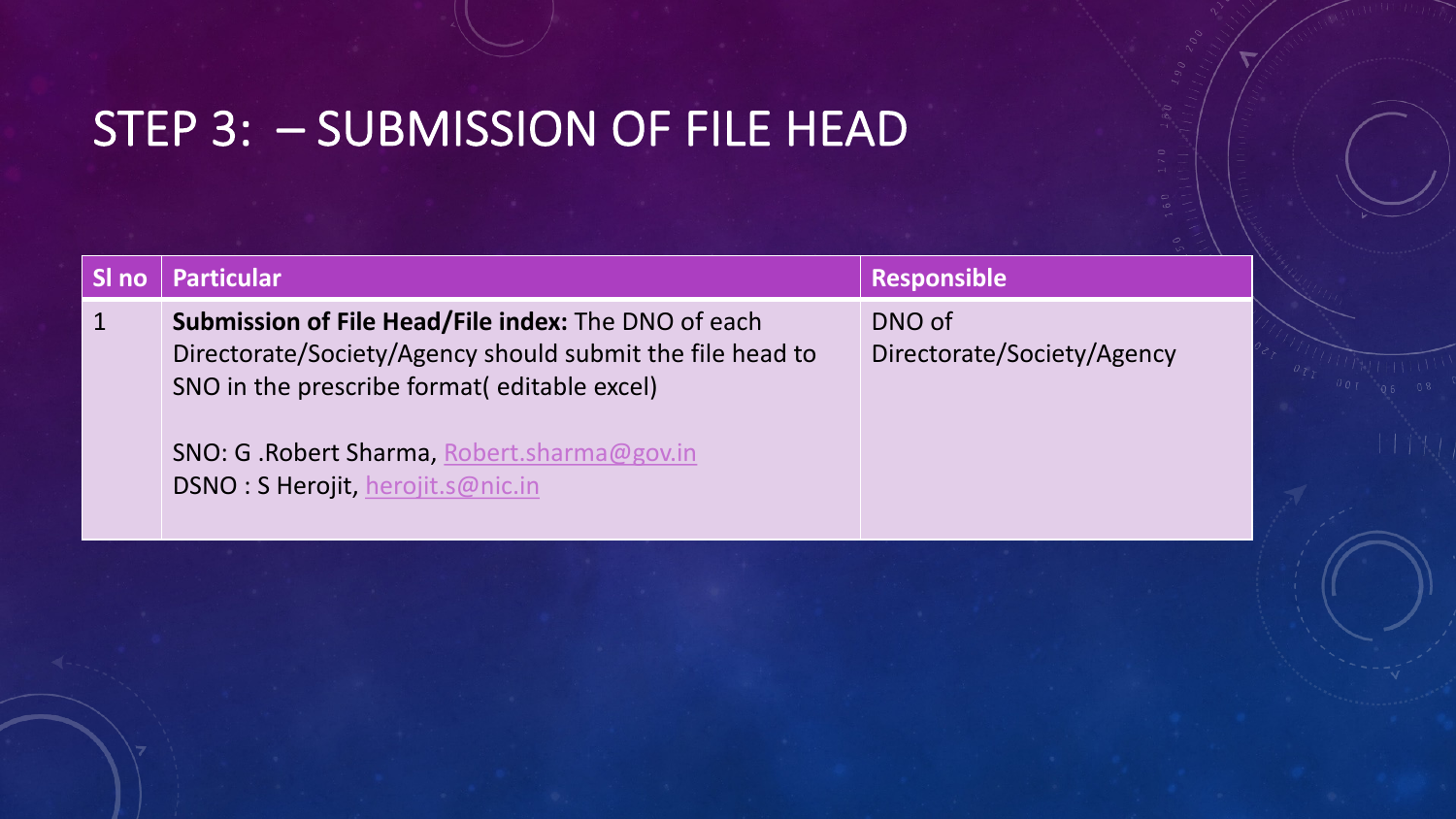# STEP 3: – SUBMISSION OF FILE HEAD

| Sl no | Particular | Responsible |
| --- | --- | --- |
| 1 | **Submission of File Head/File index:** The DNO of each Directorate/Society/Agency should submit the file head to SNO in the prescribe format( editable excel)<br><br>SNO: G .Robert Sharma, Robert.sharma@gov.in<br>DSNO : S Herojit, herojit.s@nic.in | DNO of Directorate/Society/Agency |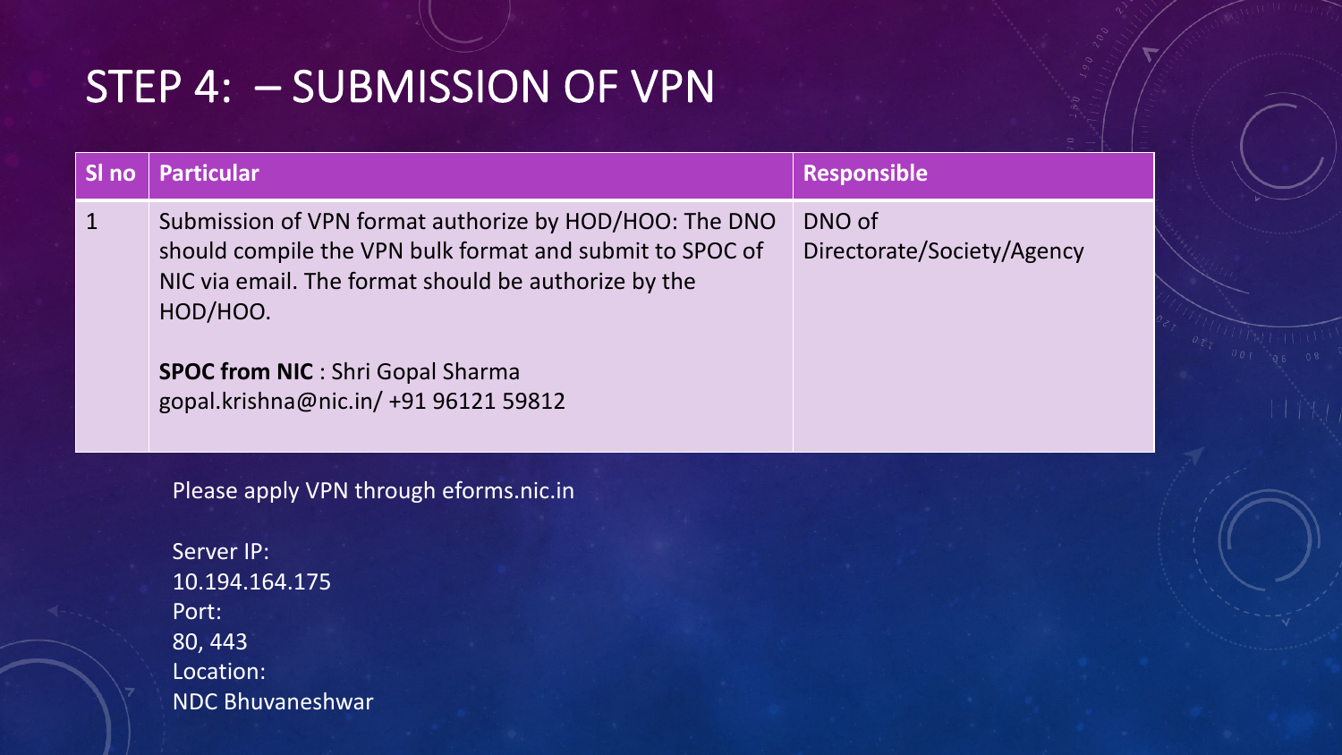# STEP 4: – SUBMISSION OF VPN

| Sl no | Particular | Responsible |
| --- | --- | --- |
| 1 | Submission of VPN format authorize by HOD/HOO: The DNO should compile the VPN bulk format and submit to SPOC of NIC via email. The format should be authorize by the HOD/HOO.<br><br>**SPOC from NIC** : Shri Gopal Sharma<br>gopal.krishna@nic.in/ +91 96121 59812 | DNO of Directorate/Society/Agency |

Please apply VPN through eforms.nic.in

Server IP:
10.194.164.175
Port:
80, 443
Location:
NDC Bhuvaneshwar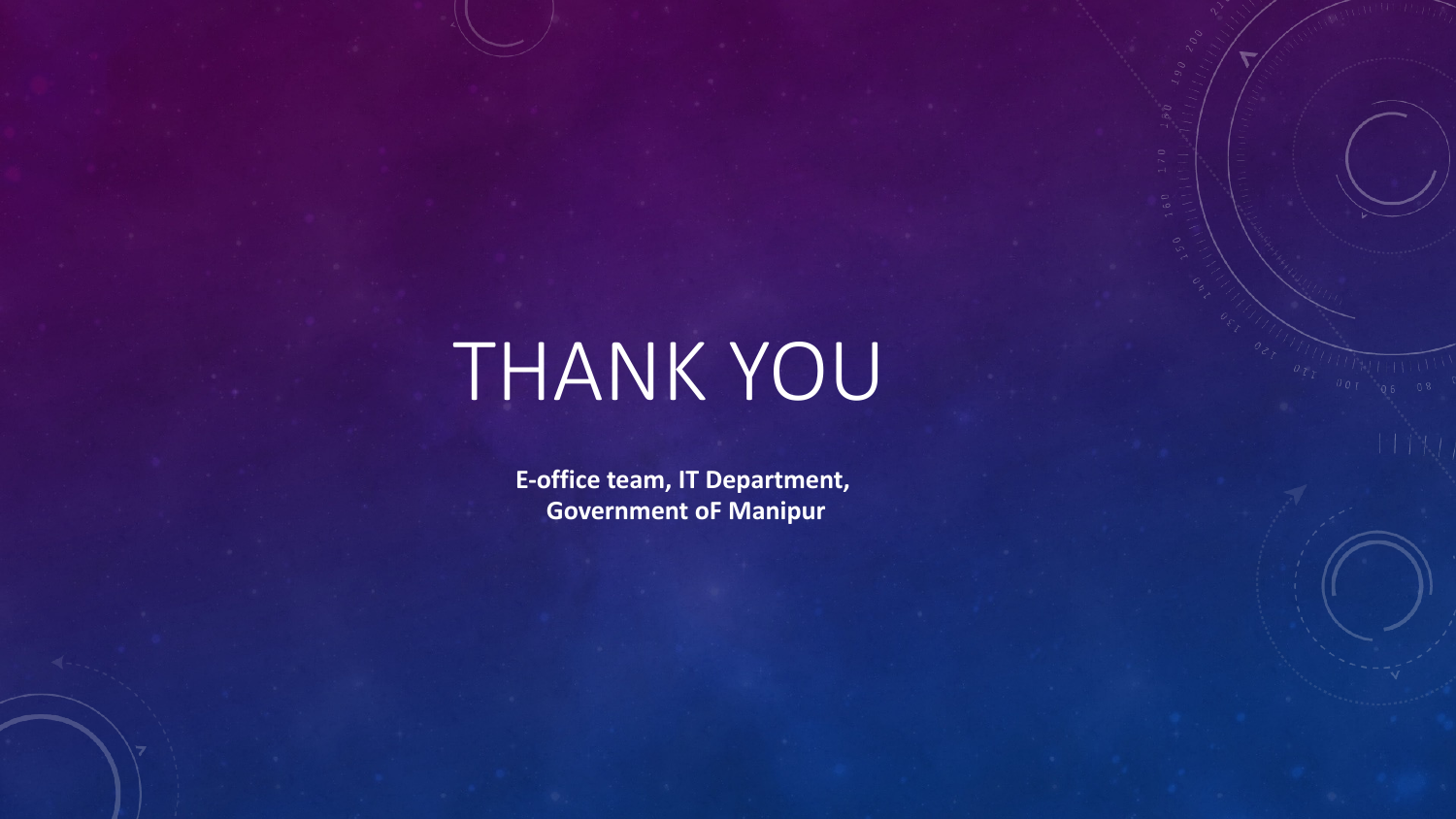# THANK YOU

**E-office team, IT Department,**
**Government oF Manipur**